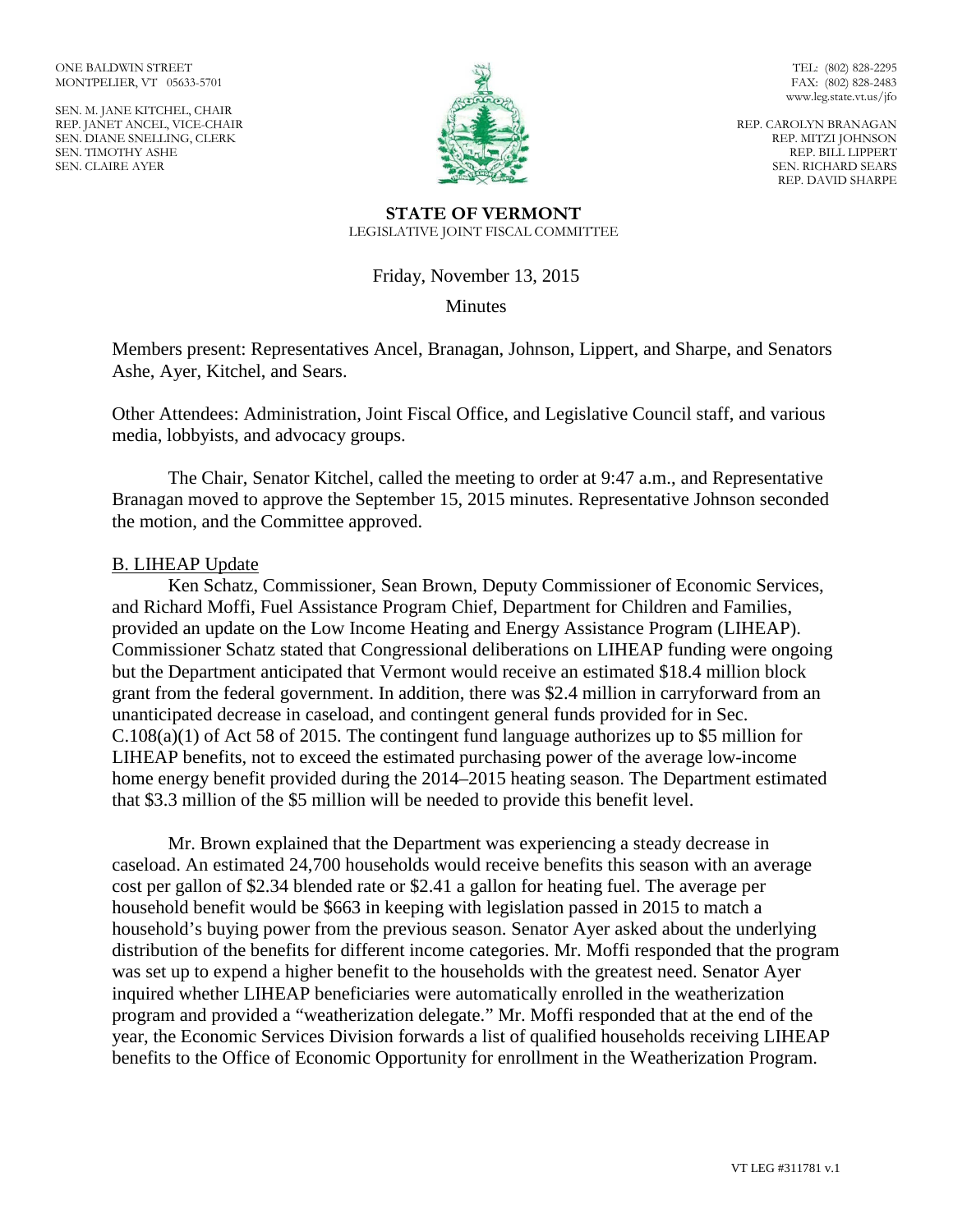ONE BALDWIN STREET
MONTPELIER, VT 05633-5701

SEN. M. JANE KITCHEL, CHAIR
REP. JANET ANCEL, VICE-CHAIR
SEN. DIANE SNELLING, CLERK
SEN. TIMOTHY ASHE
SEN. CLAIRE AYER

TEL: (802) 828-2295
FAX: (802) 828-2483
www.leg.state.vt.us/jfo

REP. CAROLYN BRANAGAN
REP. MITZI JOHNSON
REP. BILL LIPPERT
SEN. RICHARD SEARS
REP. DAVID SHARPE

**STATE OF VERMONT**
LEGISLATIVE JOINT FISCAL COMMITTEE

Friday, November 13, 2015

Minutes

Members present: Representatives Ancel, Branagan, Johnson, Lippert, and Sharpe, and Senators Ashe, Ayer, Kitchel, and Sears.

Other Attendees: Administration, Joint Fiscal Office, and Legislative Council staff, and various media, lobbyists, and advocacy groups.

The Chair, Senator Kitchel, called the meeting to order at 9:47 a.m., and Representative Branagan moved to approve the September 15, 2015 minutes. Representative Johnson seconded the motion, and the Committee approved.

B. LIHEAP Update

Ken Schatz, Commissioner, Sean Brown, Deputy Commissioner of Economic Services, and Richard Moffi, Fuel Assistance Program Chief, Department for Children and Families, provided an update on the Low Income Heating and Energy Assistance Program (LIHEAP). Commissioner Schatz stated that Congressional deliberations on LIHEAP funding were ongoing but the Department anticipated that Vermont would receive an estimated $18.4 million block grant from the federal government. In addition, there was $2.4 million in carryforward from an unanticipated decrease in caseload, and contingent general funds provided for in Sec. C.108(a)(1) of Act 58 of 2015. The contingent fund language authorizes up to $5 million for LIHEAP benefits, not to exceed the estimated purchasing power of the average low-income home energy benefit provided during the 2014–2015 heating season. The Department estimated that $3.3 million of the $5 million will be needed to provide this benefit level.

Mr. Brown explained that the Department was experiencing a steady decrease in caseload. An estimated 24,700 households would receive benefits this season with an average cost per gallon of $2.34 blended rate or $2.41 a gallon for heating fuel. The average per household benefit would be $663 in keeping with legislation passed in 2015 to match a household's buying power from the previous season. Senator Ayer asked about the underlying distribution of the benefits for different income categories. Mr. Moffi responded that the program was set up to expend a higher benefit to the households with the greatest need. Senator Ayer inquired whether LIHEAP beneficiaries were automatically enrolled in the weatherization program and provided a "weatherization delegate." Mr. Moffi responded that at the end of the year, the Economic Services Division forwards a list of qualified households receiving LIHEAP benefits to the Office of Economic Opportunity for enrollment in the Weatherization Program.

VT LEG #311781 v.1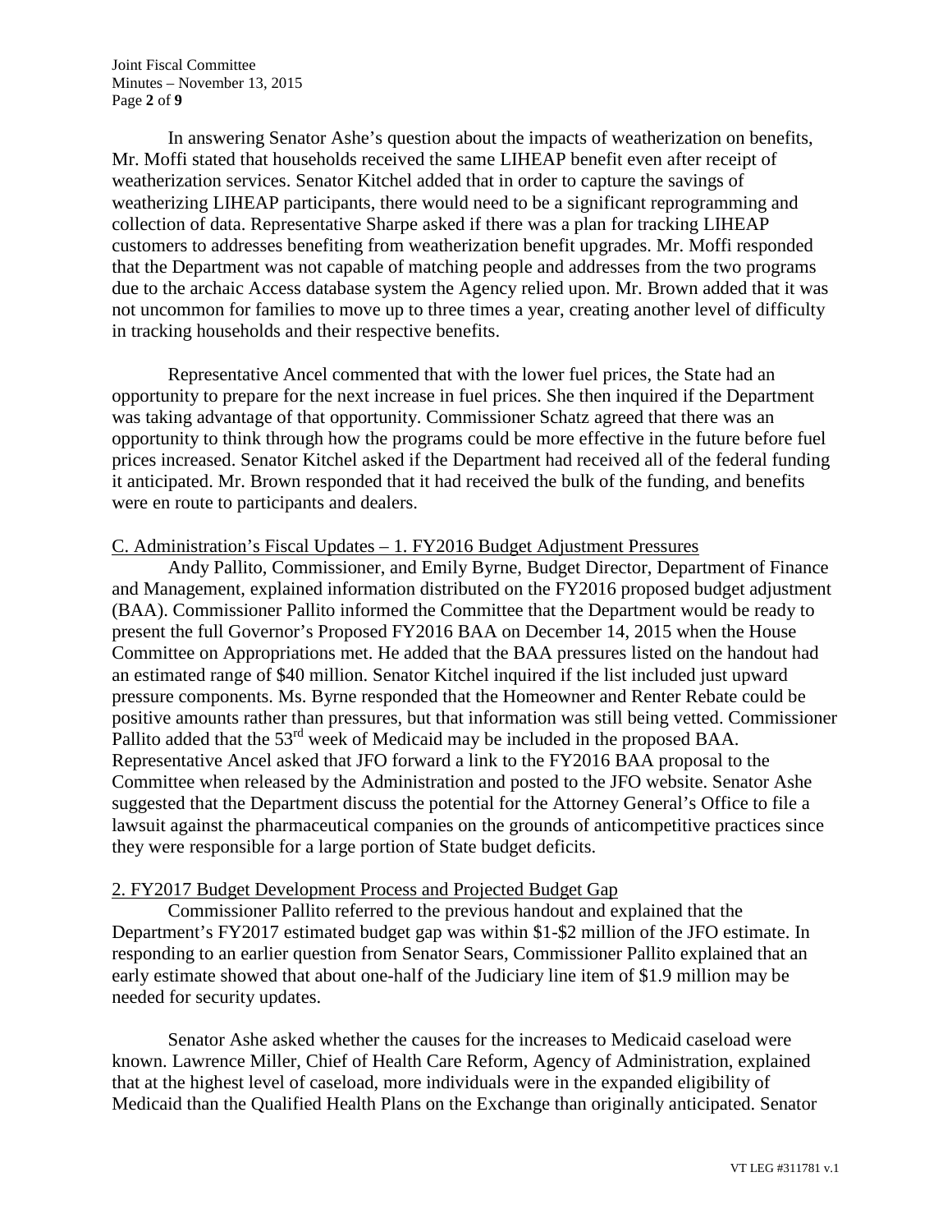In answering Senator Ashe's question about the impacts of weatherization on benefits, Mr. Moffi stated that households received the same LIHEAP benefit even after receipt of weatherization services. Senator Kitchel added that in order to capture the savings of weatherizing LIHEAP participants, there would need to be a significant reprogramming and collection of data. Representative Sharpe asked if there was a plan for tracking LIHEAP customers to addresses benefiting from weatherization benefit upgrades. Mr. Moffi responded that the Department was not capable of matching people and addresses from the two programs due to the archaic Access database system the Agency relied upon. Mr. Brown added that it was not uncommon for families to move up to three times a year, creating another level of difficulty in tracking households and their respective benefits.

Representative Ancel commented that with the lower fuel prices, the State had an opportunity to prepare for the next increase in fuel prices. She then inquired if the Department was taking advantage of that opportunity. Commissioner Schatz agreed that there was an opportunity to think through how the programs could be more effective in the future before fuel prices increased. Senator Kitchel asked if the Department had received all of the federal funding it anticipated. Mr. Brown responded that it had received the bulk of the funding, and benefits were en route to participants and dealers.

C. Administration's Fiscal Updates – 1. FY2016 Budget Adjustment Pressures

Andy Pallito, Commissioner, and Emily Byrne, Budget Director, Department of Finance and Management, explained information distributed on the FY2016 proposed budget adjustment (BAA). Commissioner Pallito informed the Committee that the Department would be ready to present the full Governor's Proposed FY2016 BAA on December 14, 2015 when the House Committee on Appropriations met. He added that the BAA pressures listed on the handout had an estimated range of $40 million. Senator Kitchel inquired if the list included just upward pressure components. Ms. Byrne responded that the Homeowner and Renter Rebate could be positive amounts rather than pressures, but that information was still being vetted. Commissioner Pallito added that the 53rd week of Medicaid may be included in the proposed BAA. Representative Ancel asked that JFO forward a link to the FY2016 BAA proposal to the Committee when released by the Administration and posted to the JFO website. Senator Ashe suggested that the Department discuss the potential for the Attorney General's Office to file a lawsuit against the pharmaceutical companies on the grounds of anticompetitive practices since they were responsible for a large portion of State budget deficits.

2. FY2017 Budget Development Process and Projected Budget Gap

Commissioner Pallito referred to the previous handout and explained that the Department's FY2017 estimated budget gap was within $1-$2 million of the JFO estimate. In responding to an earlier question from Senator Sears, Commissioner Pallito explained that an early estimate showed that about one-half of the Judiciary line item of $1.9 million may be needed for security updates.

Senator Ashe asked whether the causes for the increases to Medicaid caseload were known. Lawrence Miller, Chief of Health Care Reform, Agency of Administration, explained that at the highest level of caseload, more individuals were in the expanded eligibility of Medicaid than the Qualified Health Plans on the Exchange than originally anticipated. Senator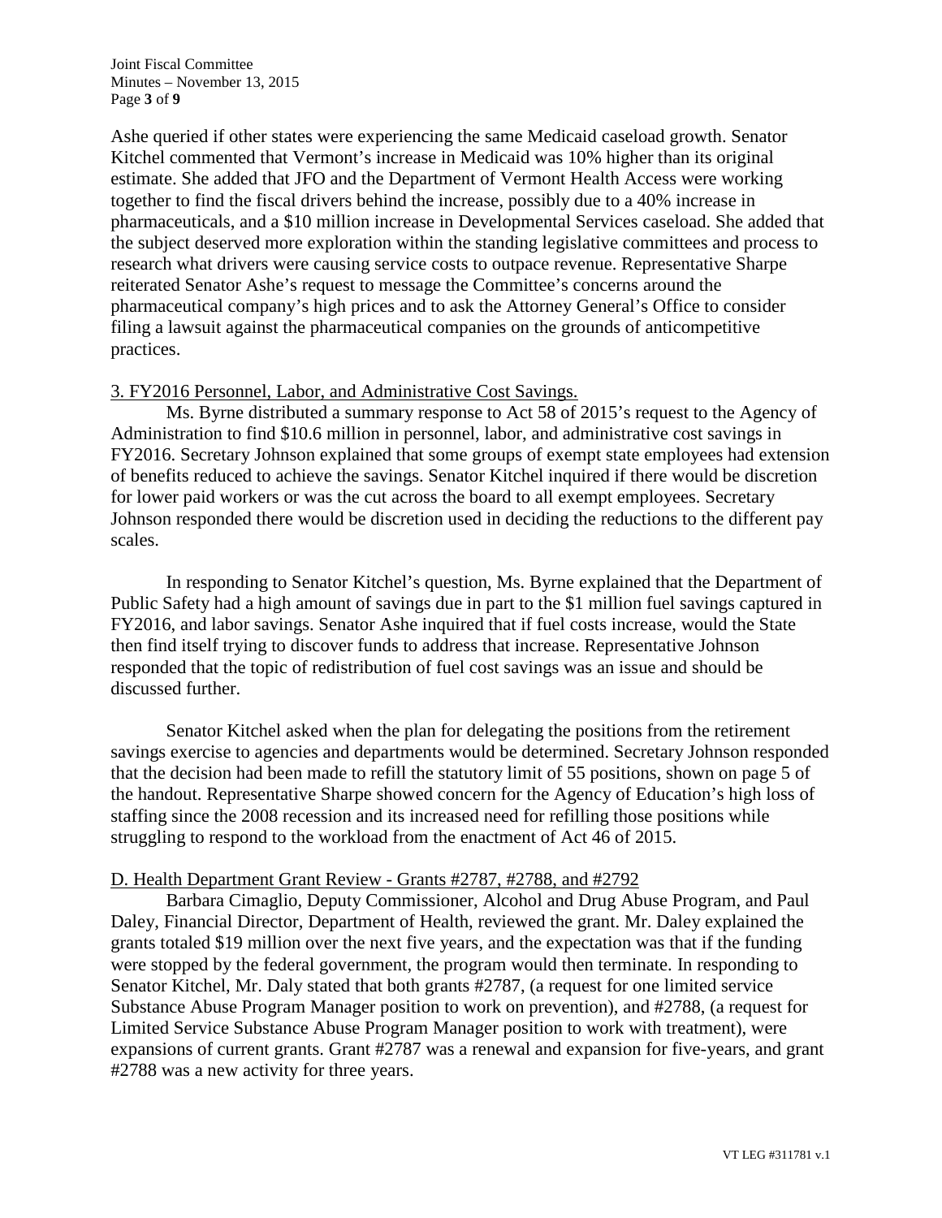Ashe queried if other states were experiencing the same Medicaid caseload growth. Senator Kitchel commented that Vermont's increase in Medicaid was 10% higher than its original estimate. She added that JFO and the Department of Vermont Health Access were working together to find the fiscal drivers behind the increase, possibly due to a 40% increase in pharmaceuticals, and a $10 million increase in Developmental Services caseload. She added that the subject deserved more exploration within the standing legislative committees and process to research what drivers were causing service costs to outpace revenue. Representative Sharpe reiterated Senator Ashe's request to message the Committee's concerns around the pharmaceutical company's high prices and to ask the Attorney General's Office to consider filing a lawsuit against the pharmaceutical companies on the grounds of anticompetitive practices.

3. FY2016 Personnel, Labor, and Administrative Cost Savings.

Ms. Byrne distributed a summary response to Act 58 of 2015's request to the Agency of Administration to find $10.6 million in personnel, labor, and administrative cost savings in FY2016. Secretary Johnson explained that some groups of exempt state employees had extension of benefits reduced to achieve the savings. Senator Kitchel inquired if there would be discretion for lower paid workers or was the cut across the board to all exempt employees. Secretary Johnson responded there would be discretion used in deciding the reductions to the different pay scales.

In responding to Senator Kitchel's question, Ms. Byrne explained that the Department of Public Safety had a high amount of savings due in part to the $1 million fuel savings captured in FY2016, and labor savings. Senator Ashe inquired that if fuel costs increase, would the State then find itself trying to discover funds to address that increase. Representative Johnson responded that the topic of redistribution of fuel cost savings was an issue and should be discussed further.

Senator Kitchel asked when the plan for delegating the positions from the retirement savings exercise to agencies and departments would be determined. Secretary Johnson responded that the decision had been made to refill the statutory limit of 55 positions, shown on page 5 of the handout. Representative Sharpe showed concern for the Agency of Education's high loss of staffing since the 2008 recession and its increased need for refilling those positions while struggling to respond to the workload from the enactment of Act 46 of 2015.

D. Health Department Grant Review - Grants #2787, #2788, and #2792

Barbara Cimaglio, Deputy Commissioner, Alcohol and Drug Abuse Program, and Paul Daley, Financial Director, Department of Health, reviewed the grant. Mr. Daley explained the grants totaled $19 million over the next five years, and the expectation was that if the funding were stopped by the federal government, the program would then terminate. In responding to Senator Kitchel, Mr. Daly stated that both grants #2787, (a request for one limited service Substance Abuse Program Manager position to work on prevention), and #2788, (a request for Limited Service Substance Abuse Program Manager position to work with treatment), were expansions of current grants. Grant #2787 was a renewal and expansion for five-years, and grant #2788 was a new activity for three years.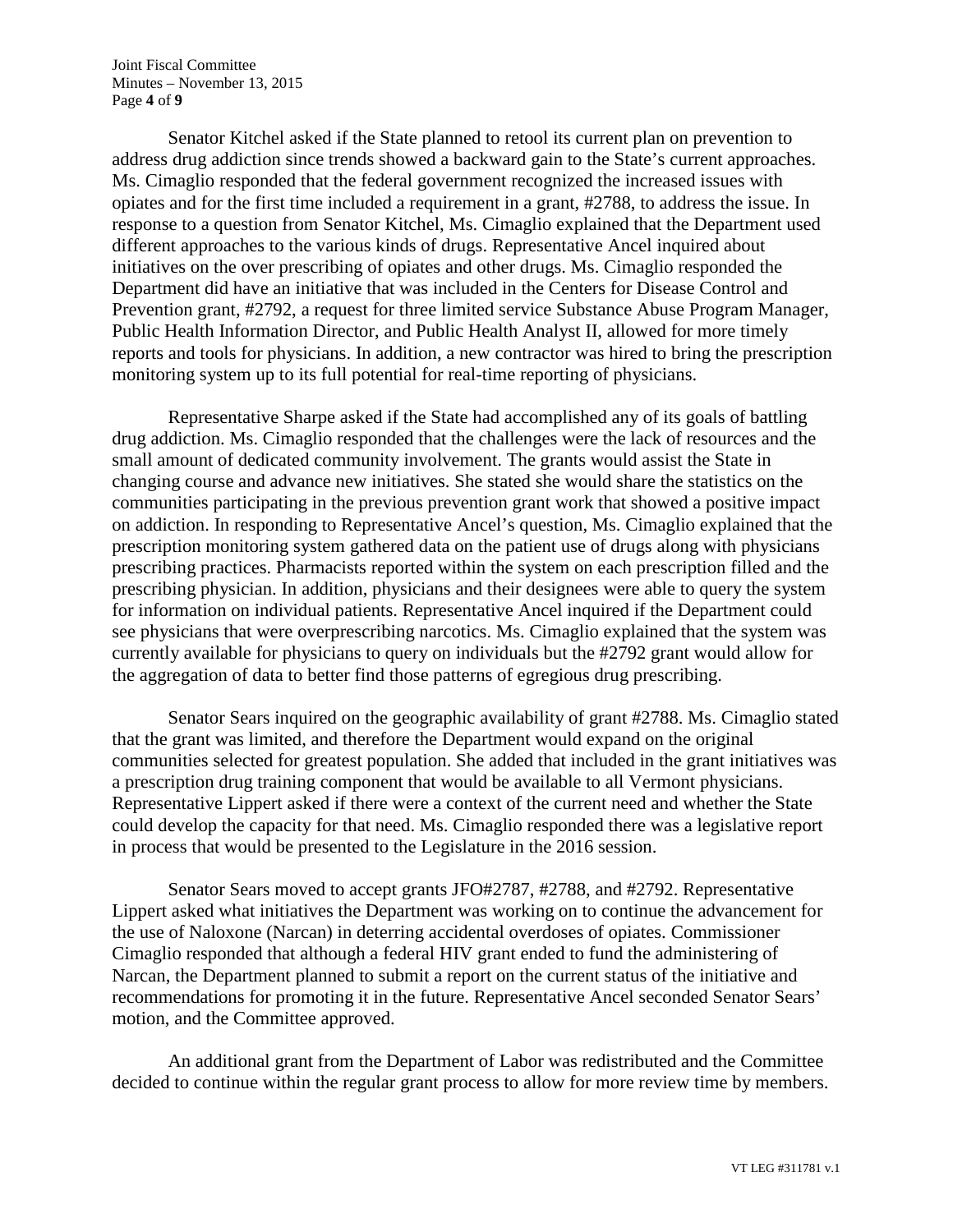Senator Kitchel asked if the State planned to retool its current plan on prevention to address drug addiction since trends showed a backward gain to the State's current approaches. Ms. Cimaglio responded that the federal government recognized the increased issues with opiates and for the first time included a requirement in a grant, #2788, to address the issue. In response to a question from Senator Kitchel, Ms. Cimaglio explained that the Department used different approaches to the various kinds of drugs. Representative Ancel inquired about initiatives on the over prescribing of opiates and other drugs. Ms. Cimaglio responded the Department did have an initiative that was included in the Centers for Disease Control and Prevention grant, #2792, a request for three limited service Substance Abuse Program Manager, Public Health Information Director, and Public Health Analyst II, allowed for more timely reports and tools for physicians. In addition, a new contractor was hired to bring the prescription monitoring system up to its full potential for real-time reporting of physicians.

Representative Sharpe asked if the State had accomplished any of its goals of battling drug addiction. Ms. Cimaglio responded that the challenges were the lack of resources and the small amount of dedicated community involvement. The grants would assist the State in changing course and advance new initiatives. She stated she would share the statistics on the communities participating in the previous prevention grant work that showed a positive impact on addiction. In responding to Representative Ancel's question, Ms. Cimaglio explained that the prescription monitoring system gathered data on the patient use of drugs along with physicians prescribing practices. Pharmacists reported within the system on each prescription filled and the prescribing physician. In addition, physicians and their designees were able to query the system for information on individual patients. Representative Ancel inquired if the Department could see physicians that were overprescribing narcotics. Ms. Cimaglio explained that the system was currently available for physicians to query on individuals but the #2792 grant would allow for the aggregation of data to better find those patterns of egregious drug prescribing.

Senator Sears inquired on the geographic availability of grant #2788. Ms. Cimaglio stated that the grant was limited, and therefore the Department would expand on the original communities selected for greatest population. She added that included in the grant initiatives was a prescription drug training component that would be available to all Vermont physicians. Representative Lippert asked if there were a context of the current need and whether the State could develop the capacity for that need. Ms. Cimaglio responded there was a legislative report in process that would be presented to the Legislature in the 2016 session.

Senator Sears moved to accept grants JFO#2787, #2788, and #2792. Representative Lippert asked what initiatives the Department was working on to continue the advancement for the use of Naloxone (Narcan) in deterring accidental overdoses of opiates. Commissioner Cimaglio responded that although a federal HIV grant ended to fund the administering of Narcan, the Department planned to submit a report on the current status of the initiative and recommendations for promoting it in the future. Representative Ancel seconded Senator Sears' motion, and the Committee approved.

An additional grant from the Department of Labor was redistributed and the Committee decided to continue within the regular grant process to allow for more review time by members.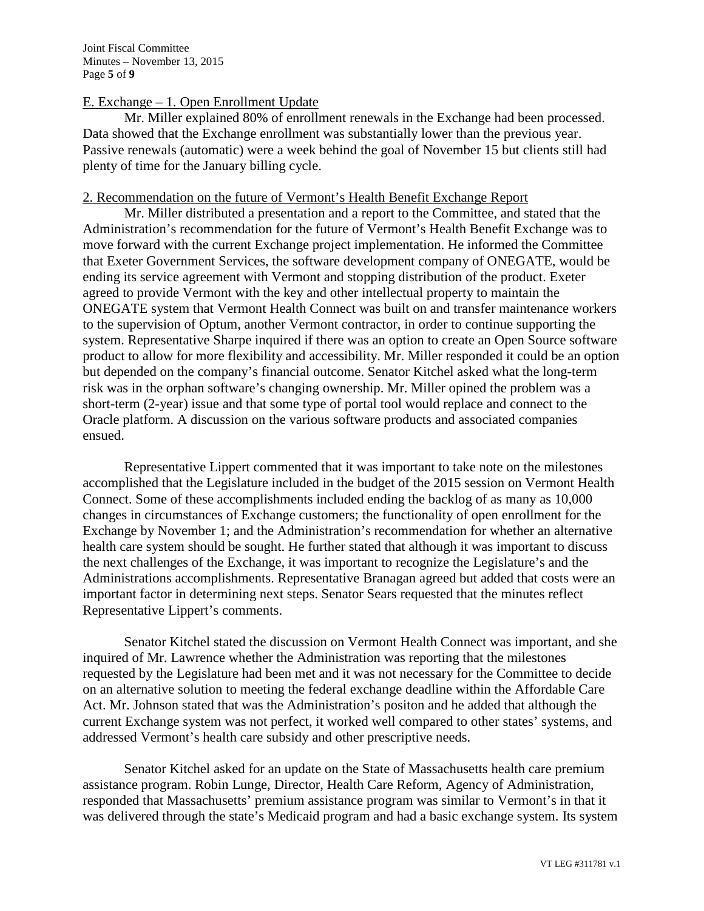E. Exchange – 1. Open Enrollment Update

Mr. Miller explained 80% of enrollment renewals in the Exchange had been processed. Data showed that the Exchange enrollment was substantially lower than the previous year. Passive renewals (automatic) were a week behind the goal of November 15 but clients still had plenty of time for the January billing cycle.

2. Recommendation on the future of Vermont's Health Benefit Exchange Report

Mr. Miller distributed a presentation and a report to the Committee, and stated that the Administration's recommendation for the future of Vermont's Health Benefit Exchange was to move forward with the current Exchange project implementation. He informed the Committee that Exeter Government Services, the software development company of ONEGATE, would be ending its service agreement with Vermont and stopping distribution of the product. Exeter agreed to provide Vermont with the key and other intellectual property to maintain the ONEGATE system that Vermont Health Connect was built on and transfer maintenance workers to the supervision of Optum, another Vermont contractor, in order to continue supporting the system. Representative Sharpe inquired if there was an option to create an Open Source software product to allow for more flexibility and accessibility. Mr. Miller responded it could be an option but depended on the company's financial outcome. Senator Kitchel asked what the long-term risk was in the orphan software's changing ownership. Mr. Miller opined the problem was a short-term (2-year) issue and that some type of portal tool would replace and connect to the Oracle platform. A discussion on the various software products and associated companies ensued.

Representative Lippert commented that it was important to take note on the milestones accomplished that the Legislature included in the budget of the 2015 session on Vermont Health Connect. Some of these accomplishments included ending the backlog of as many as 10,000 changes in circumstances of Exchange customers; the functionality of open enrollment for the Exchange by November 1; and the Administration's recommendation for whether an alternative health care system should be sought. He further stated that although it was important to discuss the next challenges of the Exchange, it was important to recognize the Legislature's and the Administrations accomplishments. Representative Branagan agreed but added that costs were an important factor in determining next steps. Senator Sears requested that the minutes reflect Representative Lippert's comments.

Senator Kitchel stated the discussion on Vermont Health Connect was important, and she inquired of Mr. Lawrence whether the Administration was reporting that the milestones requested by the Legislature had been met and it was not necessary for the Committee to decide on an alternative solution to meeting the federal exchange deadline within the Affordable Care Act. Mr. Johnson stated that was the Administration's positon and he added that although the current Exchange system was not perfect, it worked well compared to other states' systems, and addressed Vermont's health care subsidy and other prescriptive needs.

Senator Kitchel asked for an update on the State of Massachusetts health care premium assistance program. Robin Lunge, Director, Health Care Reform, Agency of Administration, responded that Massachusetts' premium assistance program was similar to Vermont's in that it was delivered through the state's Medicaid program and had a basic exchange system. Its system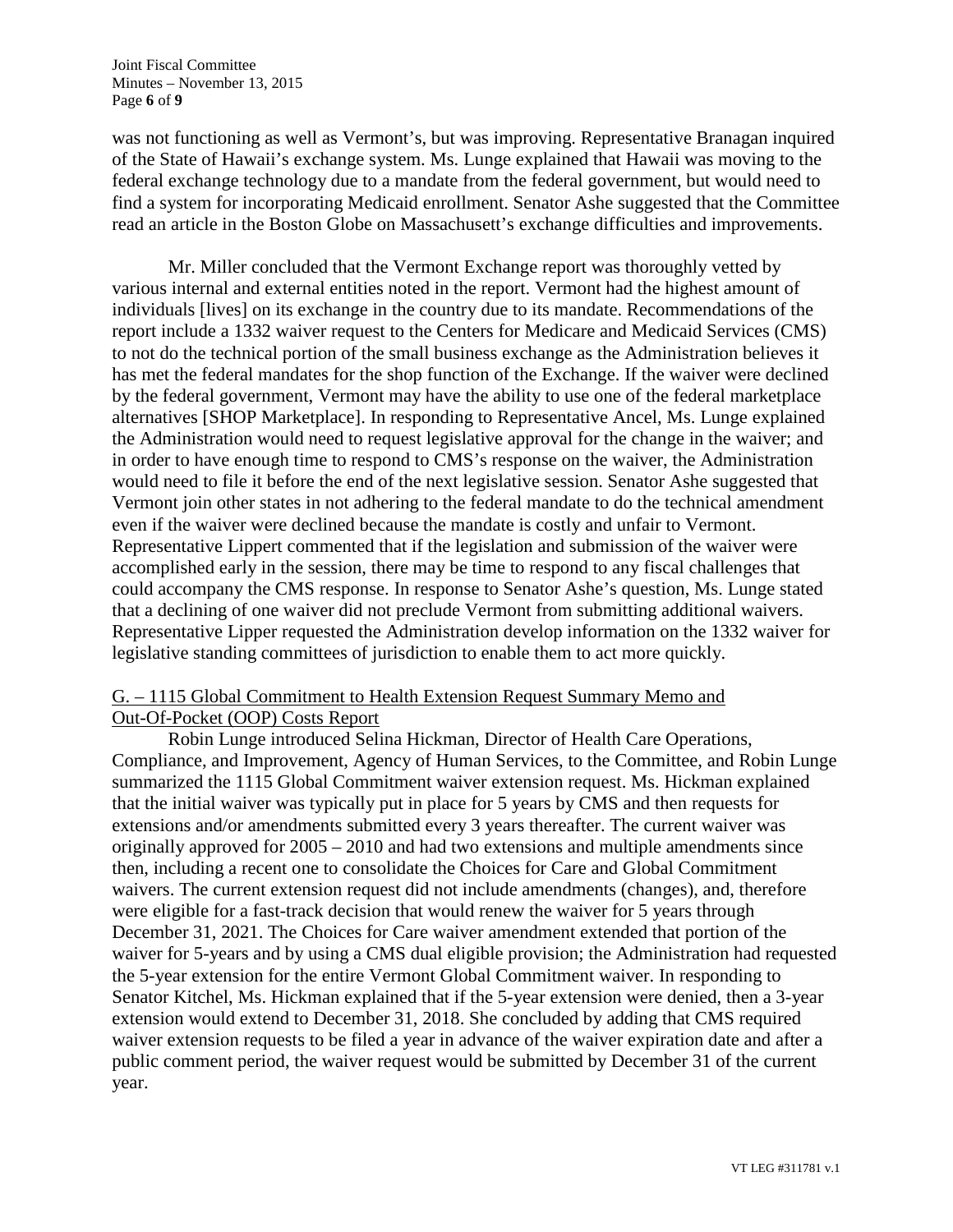was not functioning as well as Vermont's, but was improving. Representative Branagan inquired of the State of Hawaii's exchange system. Ms. Lunge explained that Hawaii was moving to the federal exchange technology due to a mandate from the federal government, but would need to find a system for incorporating Medicaid enrollment. Senator Ashe suggested that the Committee read an article in the Boston Globe on Massachusett's exchange difficulties and improvements.

Mr. Miller concluded that the Vermont Exchange report was thoroughly vetted by various internal and external entities noted in the report. Vermont had the highest amount of individuals [lives] on its exchange in the country due to its mandate. Recommendations of the report include a 1332 waiver request to the Centers for Medicare and Medicaid Services (CMS) to not do the technical portion of the small business exchange as the Administration believes it has met the federal mandates for the shop function of the Exchange. If the waiver were declined by the federal government, Vermont may have the ability to use one of the federal marketplace alternatives [SHOP Marketplace]. In responding to Representative Ancel, Ms. Lunge explained the Administration would need to request legislative approval for the change in the waiver; and in order to have enough time to respond to CMS's response on the waiver, the Administration would need to file it before the end of the next legislative session. Senator Ashe suggested that Vermont join other states in not adhering to the federal mandate to do the technical amendment even if the waiver were declined because the mandate is costly and unfair to Vermont. Representative Lippert commented that if the legislation and submission of the waiver were accomplished early in the session, there may be time to respond to any fiscal challenges that could accompany the CMS response. In response to Senator Ashe's question, Ms. Lunge stated that a declining of one waiver did not preclude Vermont from submitting additional waivers. Representative Lipper requested the Administration develop information on the 1332 waiver for legislative standing committees of jurisdiction to enable them to act more quickly.

G. – 1115 Global Commitment to Health Extension Request Summary Memo and Out-Of-Pocket (OOP) Costs Report

Robin Lunge introduced Selina Hickman, Director of Health Care Operations, Compliance, and Improvement, Agency of Human Services, to the Committee, and Robin Lunge summarized the 1115 Global Commitment waiver extension request. Ms. Hickman explained that the initial waiver was typically put in place for 5 years by CMS and then requests for extensions and/or amendments submitted every 3 years thereafter. The current waiver was originally approved for 2005 – 2010 and had two extensions and multiple amendments since then, including a recent one to consolidate the Choices for Care and Global Commitment waivers. The current extension request did not include amendments (changes), and, therefore were eligible for a fast-track decision that would renew the waiver for 5 years through December 31, 2021. The Choices for Care waiver amendment extended that portion of the waiver for 5-years and by using a CMS dual eligible provision; the Administration had requested the 5-year extension for the entire Vermont Global Commitment waiver. In responding to Senator Kitchel, Ms. Hickman explained that if the 5-year extension were denied, then a 3-year extension would extend to December 31, 2018. She concluded by adding that CMS required waiver extension requests to be filed a year in advance of the waiver expiration date and after a public comment period, the waiver request would be submitted by December 31 of the current year.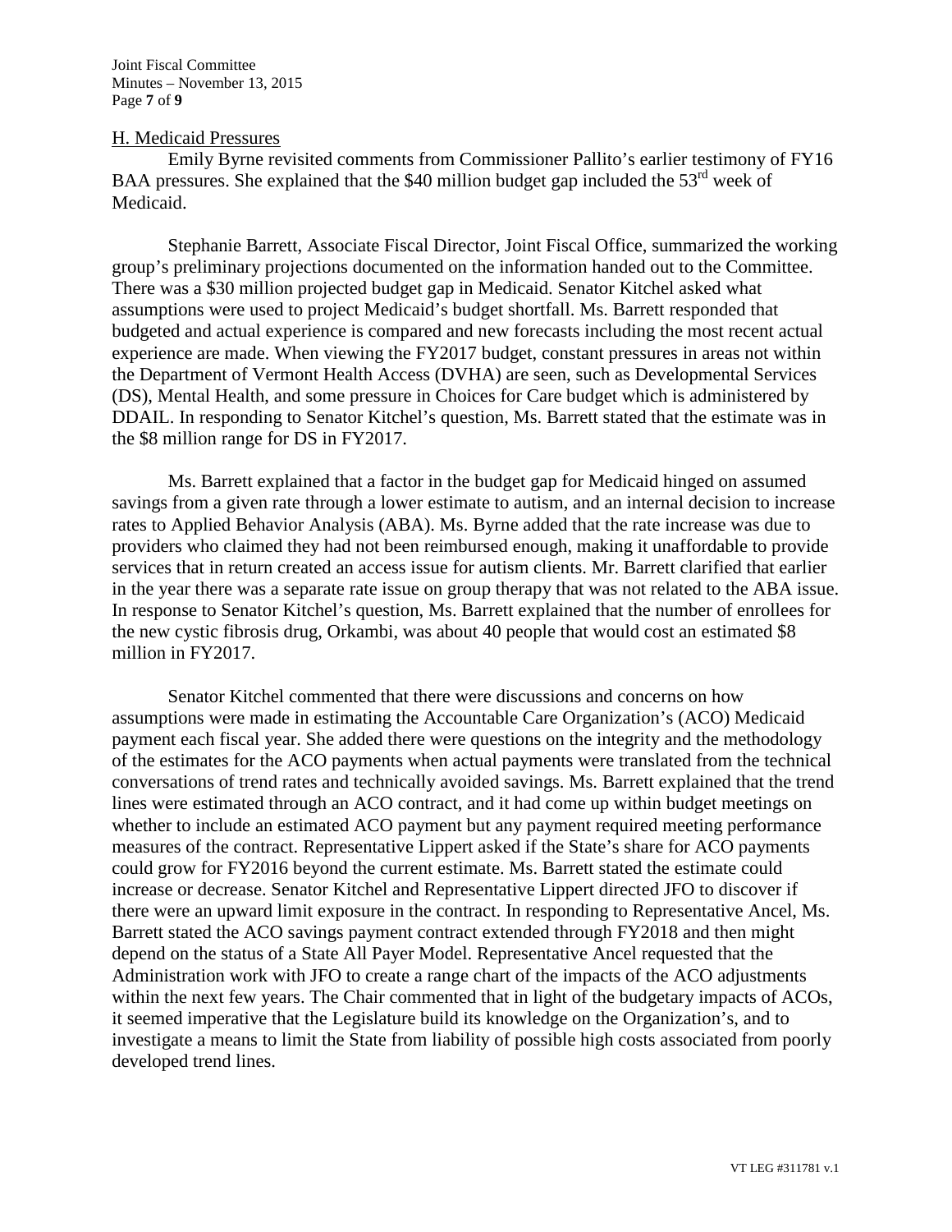H. Medicaid Pressures

Emily Byrne revisited comments from Commissioner Pallito's earlier testimony of FY16 BAA pressures. She explained that the \$40 million budget gap included the 53rd week of Medicaid.

Stephanie Barrett, Associate Fiscal Director, Joint Fiscal Office, summarized the working group's preliminary projections documented on the information handed out to the Committee. There was a \$30 million projected budget gap in Medicaid. Senator Kitchel asked what assumptions were used to project Medicaid's budget shortfall. Ms. Barrett responded that budgeted and actual experience is compared and new forecasts including the most recent actual experience are made. When viewing the FY2017 budget, constant pressures in areas not within the Department of Vermont Health Access (DVHA) are seen, such as Developmental Services (DS), Mental Health, and some pressure in Choices for Care budget which is administered by DDAIL. In responding to Senator Kitchel's question, Ms. Barrett stated that the estimate was in the \$8 million range for DS in FY2017.

Ms. Barrett explained that a factor in the budget gap for Medicaid hinged on assumed savings from a given rate through a lower estimate to autism, and an internal decision to increase rates to Applied Behavior Analysis (ABA). Ms. Byrne added that the rate increase was due to providers who claimed they had not been reimbursed enough, making it unaffordable to provide services that in return created an access issue for autism clients. Mr. Barrett clarified that earlier in the year there was a separate rate issue on group therapy that was not related to the ABA issue. In response to Senator Kitchel's question, Ms. Barrett explained that the number of enrollees for the new cystic fibrosis drug, Orkambi, was about 40 people that would cost an estimated \$8 million in FY2017.

Senator Kitchel commented that there were discussions and concerns on how assumptions were made in estimating the Accountable Care Organization's (ACO) Medicaid payment each fiscal year. She added there were questions on the integrity and the methodology of the estimates for the ACO payments when actual payments were translated from the technical conversations of trend rates and technically avoided savings. Ms. Barrett explained that the trend lines were estimated through an ACO contract, and it had come up within budget meetings on whether to include an estimated ACO payment but any payment required meeting performance measures of the contract. Representative Lippert asked if the State's share for ACO payments could grow for FY2016 beyond the current estimate. Ms. Barrett stated the estimate could increase or decrease. Senator Kitchel and Representative Lippert directed JFO to discover if there were an upward limit exposure in the contract. In responding to Representative Ancel, Ms. Barrett stated the ACO savings payment contract extended through FY2018 and then might depend on the status of a State All Payer Model. Representative Ancel requested that the Administration work with JFO to create a range chart of the impacts of the ACO adjustments within the next few years. The Chair commented that in light of the budgetary impacts of ACOs, it seemed imperative that the Legislature build its knowledge on the Organization's, and to investigate a means to limit the State from liability of possible high costs associated from poorly developed trend lines.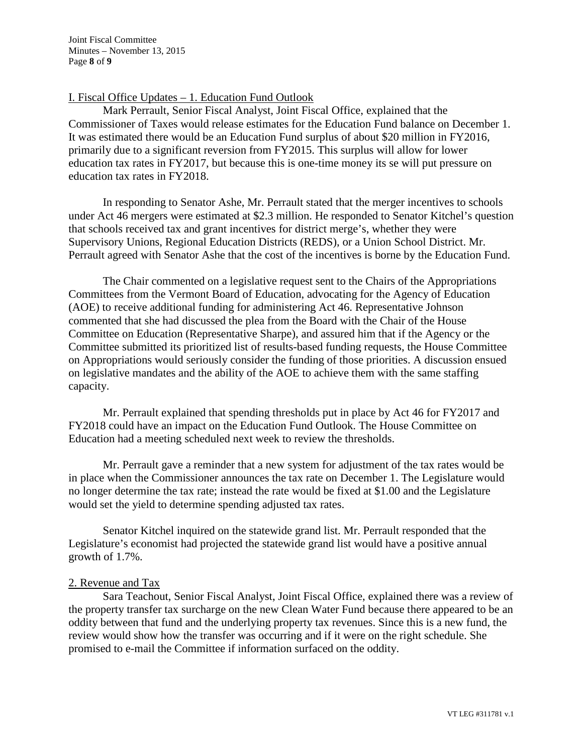I. Fiscal Office Updates – 1. Education Fund Outlook

Mark Perrault, Senior Fiscal Analyst, Joint Fiscal Office, explained that the Commissioner of Taxes would release estimates for the Education Fund balance on December 1. It was estimated there would be an Education Fund surplus of about $20 million in FY2016, primarily due to a significant reversion from FY2015. This surplus will allow for lower education tax rates in FY2017, but because this is one-time money its se will put pressure on education tax rates in FY2018.

In responding to Senator Ashe, Mr. Perrault stated that the merger incentives to schools under Act 46 mergers were estimated at $2.3 million. He responded to Senator Kitchel's question that schools received tax and grant incentives for district merge's, whether they were Supervisory Unions, Regional Education Districts (REDS), or a Union School District. Mr. Perrault agreed with Senator Ashe that the cost of the incentives is borne by the Education Fund.

The Chair commented on a legislative request sent to the Chairs of the Appropriations Committees from the Vermont Board of Education, advocating for the Agency of Education (AOE) to receive additional funding for administering Act 46. Representative Johnson commented that she had discussed the plea from the Board with the Chair of the House Committee on Education (Representative Sharpe), and assured him that if the Agency or the Committee submitted its prioritized list of results-based funding requests, the House Committee on Appropriations would seriously consider the funding of those priorities. A discussion ensued on legislative mandates and the ability of the AOE to achieve them with the same staffing capacity.

Mr. Perrault explained that spending thresholds put in place by Act 46 for FY2017 and FY2018 could have an impact on the Education Fund Outlook. The House Committee on Education had a meeting scheduled next week to review the thresholds.

Mr. Perrault gave a reminder that a new system for adjustment of the tax rates would be in place when the Commissioner announces the tax rate on December 1. The Legislature would no longer determine the tax rate; instead the rate would be fixed at $1.00 and the Legislature would set the yield to determine spending adjusted tax rates.

Senator Kitchel inquired on the statewide grand list. Mr. Perrault responded that the Legislature's economist had projected the statewide grand list would have a positive annual growth of 1.7%.

2. Revenue and Tax

Sara Teachout, Senior Fiscal Analyst, Joint Fiscal Office, explained there was a review of the property transfer tax surcharge on the new Clean Water Fund because there appeared to be an oddity between that fund and the underlying property tax revenues. Since this is a new fund, the review would show how the transfer was occurring and if it were on the right schedule. She promised to e-mail the Committee if information surfaced on the oddity.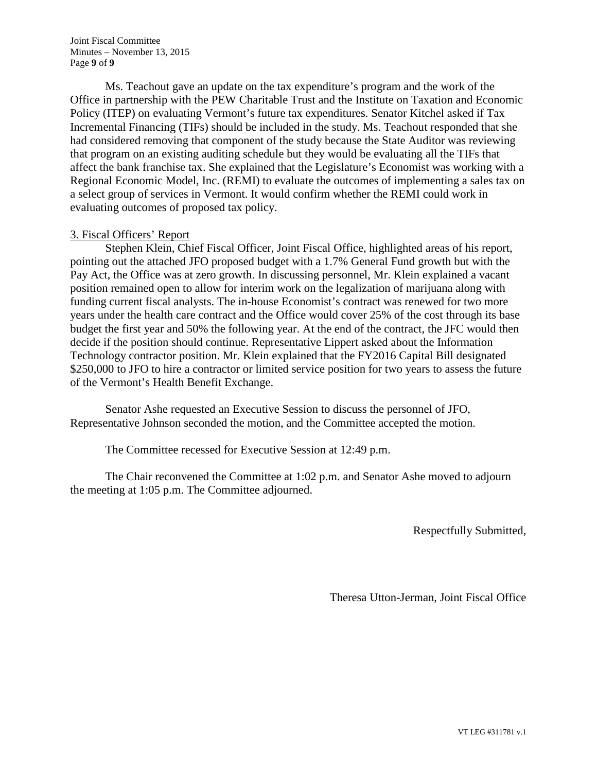Ms. Teachout gave an update on the tax expenditure's program and the work of the Office in partnership with the PEW Charitable Trust and the Institute on Taxation and Economic Policy (ITEP) on evaluating Vermont's future tax expenditures. Senator Kitchel asked if Tax Incremental Financing (TIFs) should be included in the study. Ms. Teachout responded that she had considered removing that component of the study because the State Auditor was reviewing that program on an existing auditing schedule but they would be evaluating all the TIFs that affect the bank franchise tax. She explained that the Legislature's Economist was working with a Regional Economic Model, Inc. (REMI) to evaluate the outcomes of implementing a sales tax on a select group of services in Vermont. It would confirm whether the REMI could work in evaluating outcomes of proposed tax policy.

3. Fiscal Officers' Report

Stephen Klein, Chief Fiscal Officer, Joint Fiscal Office, highlighted areas of his report, pointing out the attached JFO proposed budget with a 1.7% General Fund growth but with the Pay Act, the Office was at zero growth. In discussing personnel, Mr. Klein explained a vacant position remained open to allow for interim work on the legalization of marijuana along with funding current fiscal analysts. The in-house Economist's contract was renewed for two more years under the health care contract and the Office would cover 25% of the cost through its base budget the first year and 50% the following year. At the end of the contract, the JFC would then decide if the position should continue. Representative Lippert asked about the Information Technology contractor position. Mr. Klein explained that the FY2016 Capital Bill designated $250,000 to JFO to hire a contractor or limited service position for two years to assess the future of the Vermont's Health Benefit Exchange.

Senator Ashe requested an Executive Session to discuss the personnel of JFO, Representative Johnson seconded the motion, and the Committee accepted the motion.

The Committee recessed for Executive Session at 12:49 p.m.

The Chair reconvened the Committee at 1:02 p.m. and Senator Ashe moved to adjourn the meeting at 1:05 p.m. The Committee adjourned.

Respectfully Submitted,

Theresa Utton-Jerman, Joint Fiscal Office

VT LEG #311781 v.1